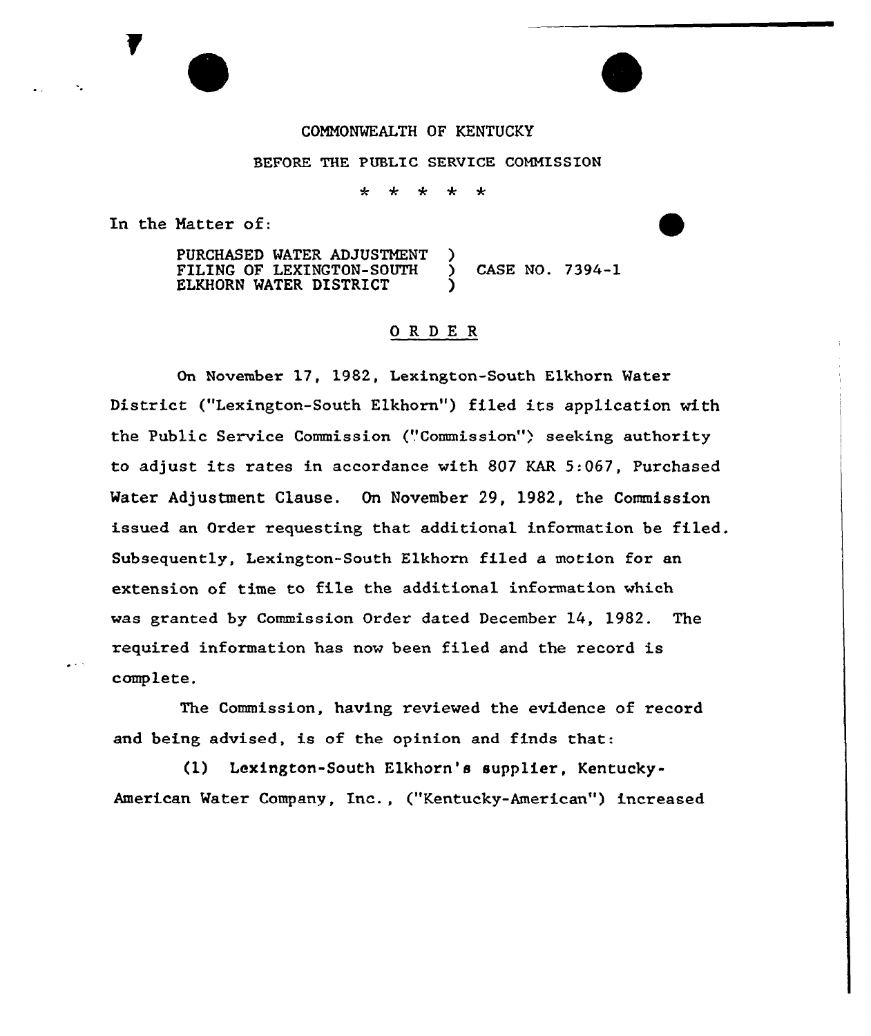COMMONWEALTH OF KENTUCKY

BEFORE THE PUBLIC SERVICE COMMISSION

\* \* \* \* \*

In the Matter of:

PURCHASED WATER ADJUSTMENT )
FILING OF LEXINGTON-SOUTH ) CASE NO. 7394-1
ELKHORN WATER DISTRICT )

## ORDER

On November 17, 1982, Lexington-South Elkhorn Water District ("Lexington-South Elkhorn") filed its application with the Public Service Commission ("Commission") seeking authority to adjust its rates in accordance with 807 KAR 5:067, Purchased Water Adjustment Clause. On November 29, 1982, the Commission issued an Order requesting that additional information be filed. Subsequently, Lexington-South Elkhorn filed a motion for an extension of time to file the additional information which was granted by Commission Order dated December 14, 1982. The required information has now been filed and the record is complete.

The Commission, having reviewed the evidence of record and being advised, is of the opinion and finds that:

(1) Lexington-South Elkhorn's supplier, Kentucky-American Water Company, Inc., ("Kentucky-American") increased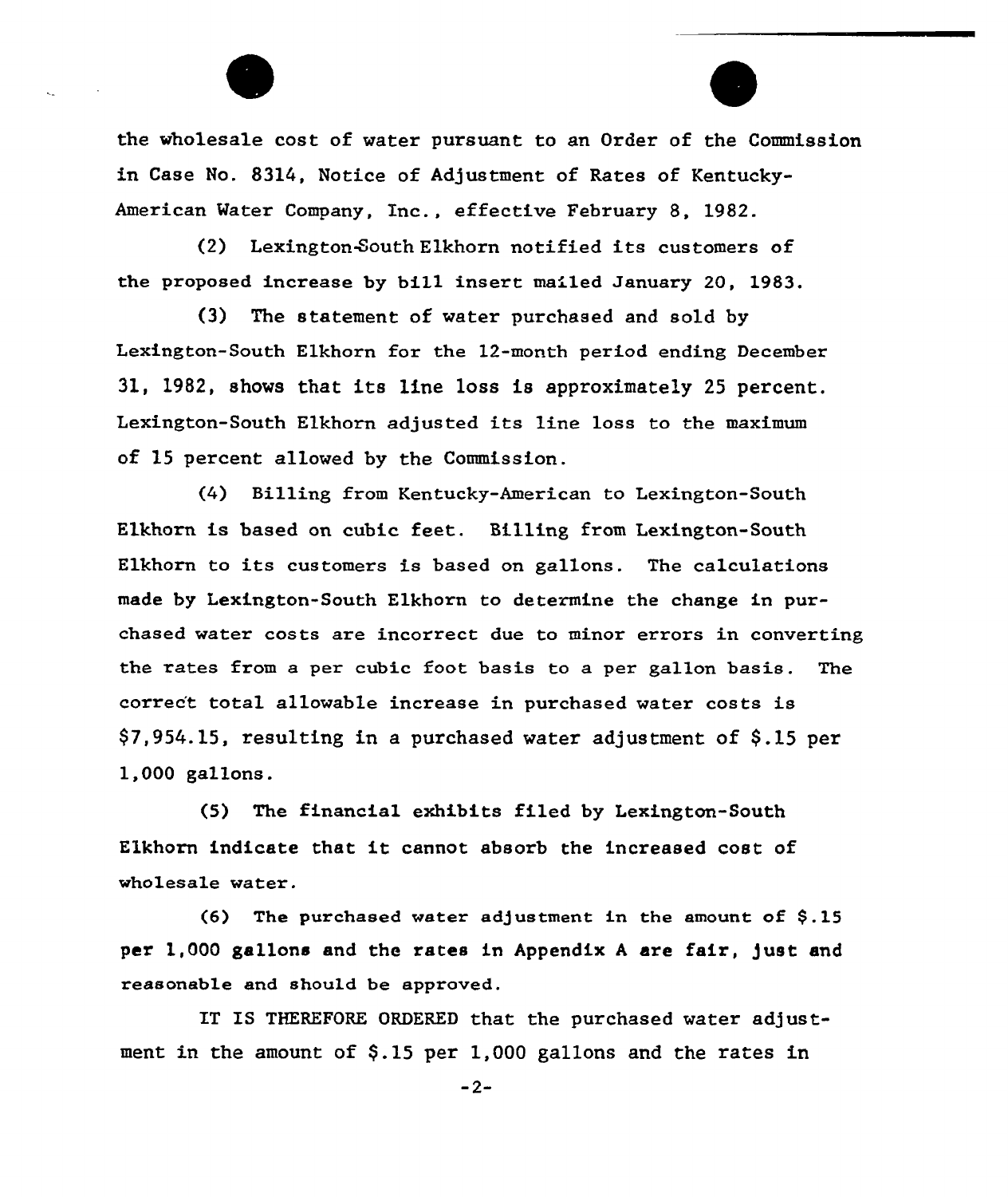the wholesale cost of water pursuant to an Order of the Commission in Case No. 8314, Notice of Adjustment of Rates of Kentucky-American Water Company, Inc., effective February 8, 1982.

(2) Lexington-South Elkhorn notified its customers of the proposed increase by bill insert mailed January 20, 1983.

(3) The statement of water purchased and sold by Lexington-South Elkhorn for the 12-month period ending December 31, 1982, shows that its line loss is approximately 25 percent. Lexington-South Elkhorn adjusted its line loss to the maximum of 15 percent allowed by the Commission.

(4) Billing from Kentucky-American to Lexington-South Elkhorn is based on cubic feet. Billing from Lexington-South Elkhorn to its customers is based on gallons. The calculations made by Lexington-South Elkhorn to determine the change in purchased water costs are incorrect due to minor errors in converting the rates from a per cubic foot basis to a per gallon basis. The correct total allowable increase in purchased water costs is $7,954.15, resulting in a purchased water adjustment of $.15 per 1,000 gallons.

(5) The financial exhibits filed by Lexington-South Elkhorn indicate that it cannot absorb the increased cost of wholesale water.

(6) The purchased water adjustment in the amount of $.15 per 1,000 gallons and the rates in Appendix A are fair, just and reasonable and should be approved.

IT IS THEREFORE ORDERED that the purchased water adjustment in the amount of $.15 per 1,000 gallons and the rates in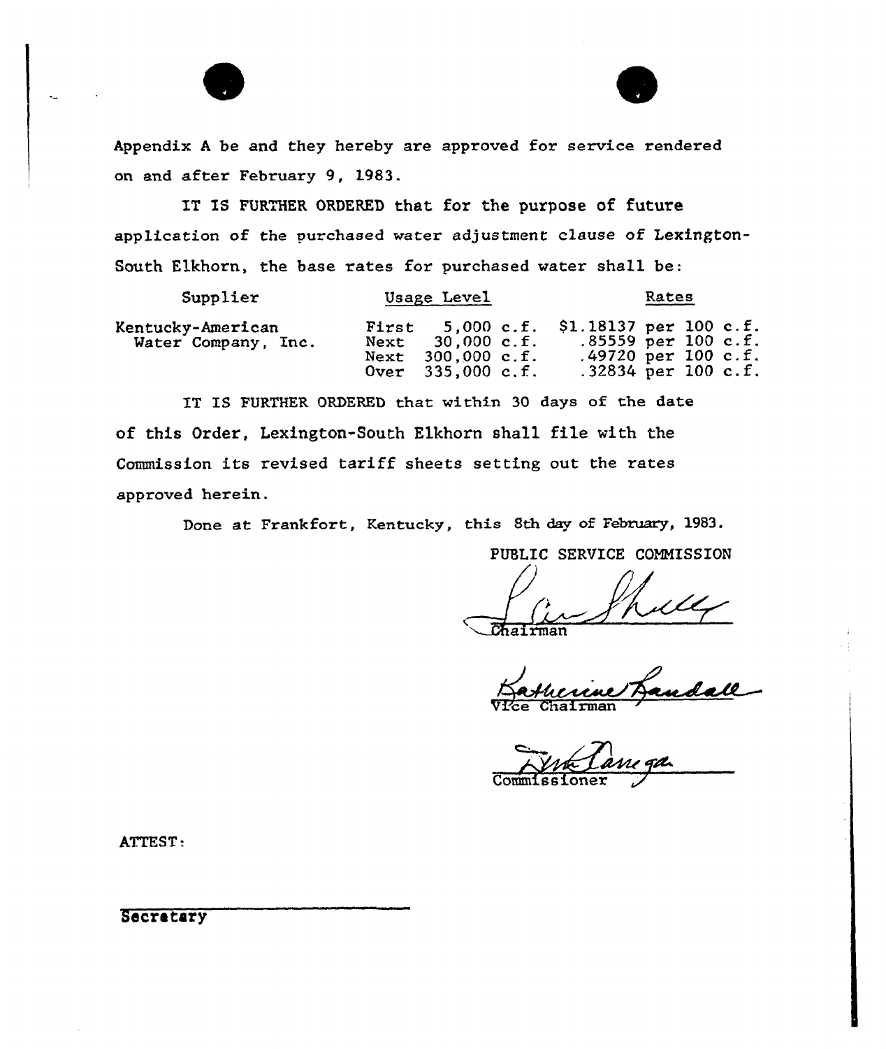Appendix A be and they hereby are approved for service rendered on and after February 9, 1983.

IT IS FURTHER ORDERED that for the purpose of future application of the purchased water adjustment clause of Lexington-South Elkhorn, the base rates for purchased water shall be:

| Supplier | Usage Level | Rates |
|---|---|---|
| Kentucky-American Water Company, Inc. | First 5,000 c.f. | $1.18137 per 100 c.f. |
| | Next 30,000 c.f. | .85559 per 100 c.f. |
| | Next 300,000 c.f. | .49720 per 100 c.f. |
| | Over 335,000 c.f. | .32834 per 100 c.f. |

IT IS FURTHER ORDERED that within 30 days of the date of this Order, Lexington-South Elkhorn shall file with the Commission its revised tariff sheets setting out the rates approved herein.

Done at Frankfort, Kentucky, this 8th day of February, 1983.

PUBLIC SERVICE COMMISSION

Chairman

Vice Chairman

Commissioner

ATTEST:

Secretary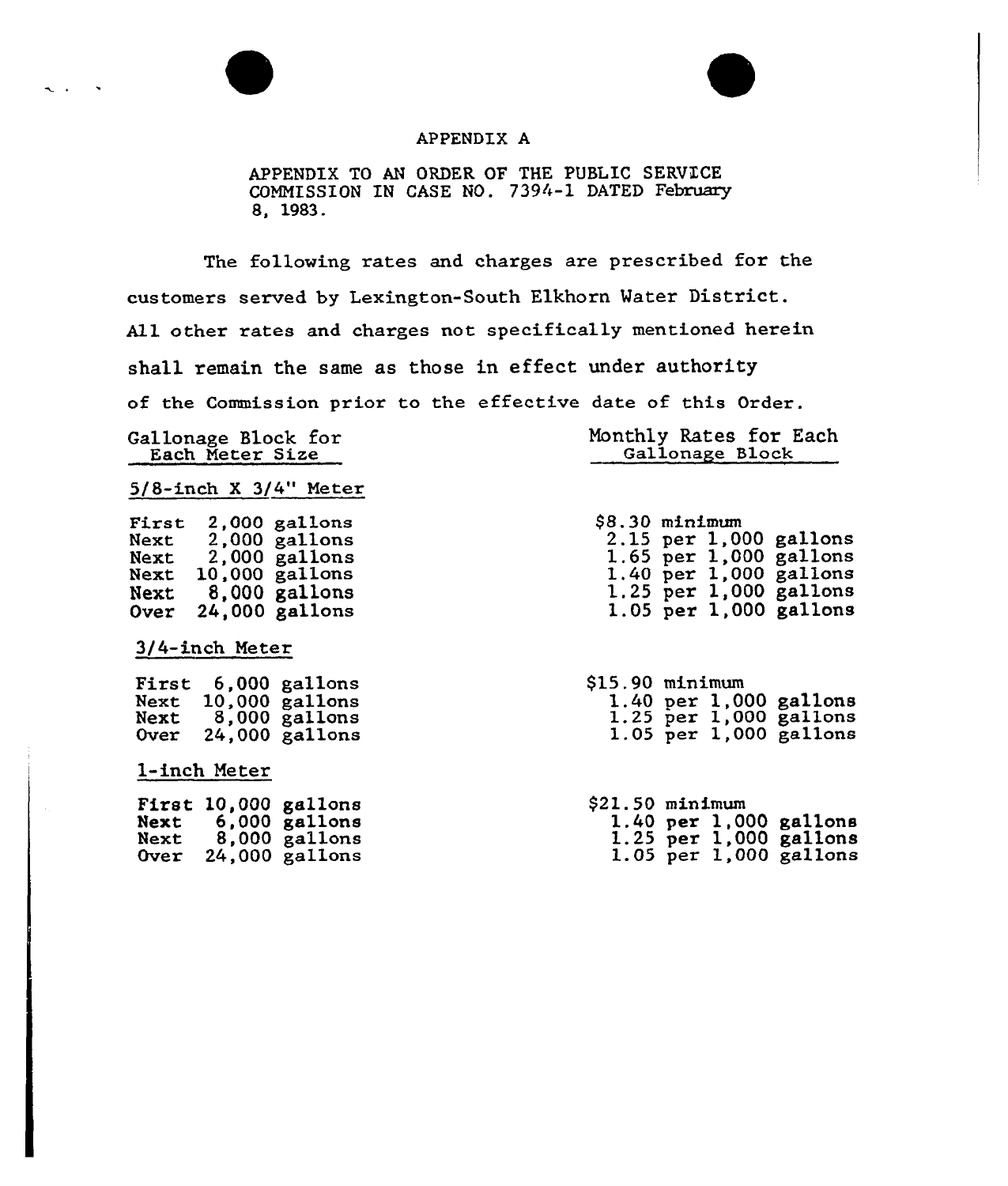# APPENDIX A

APPENDIX TO AN ORDER OF THE PUBLIC SERVICE COMMISSION IN CASE NO. 7394-1 DATED February 8, 1983.

The following rates and charges are prescribed for the customers served by Lexington-South Elkhorn Water District. All other rates and charges not specifically mentioned herein shall remain the same as those in effect under authority of the Commission prior to the effective date of this Order.

| Gallonage Block for Each Meter Size | Monthly Rates for Each Gallonage Block |
|---|---|
| **5/8-inch X 3/4" Meter** | |
| First 2,000 gallons | $8.30 minimum |
| Next 2,000 gallons | 2.15 per 1,000 gallons |
| Next 2,000 gallons | 1.65 per 1,000 gallons |
| Next 10,000 gallons | 1.40 per 1,000 gallons |
| Next 8,000 gallons | 1.25 per 1,000 gallons |
| Over 24,000 gallons | 1.05 per 1,000 gallons |
| **3/4-inch Meter** | |
| First 6,000 gallons | $15.90 minimum |
| Next 10,000 gallons | 1.40 per 1,000 gallons |
| Next 8,000 gallons | 1.25 per 1,000 gallons |
| Over 24,000 gallons | 1.05 per 1,000 gallons |
| **1-inch Meter** | |
| First 10,000 gallons | $21.50 minimum |
| Next 6,000 gallons | 1.40 per 1,000 gallons |
| Next 8,000 gallons | 1.25 per 1,000 gallons |
| Over 24,000 gallons | 1.05 per 1,000 gallons |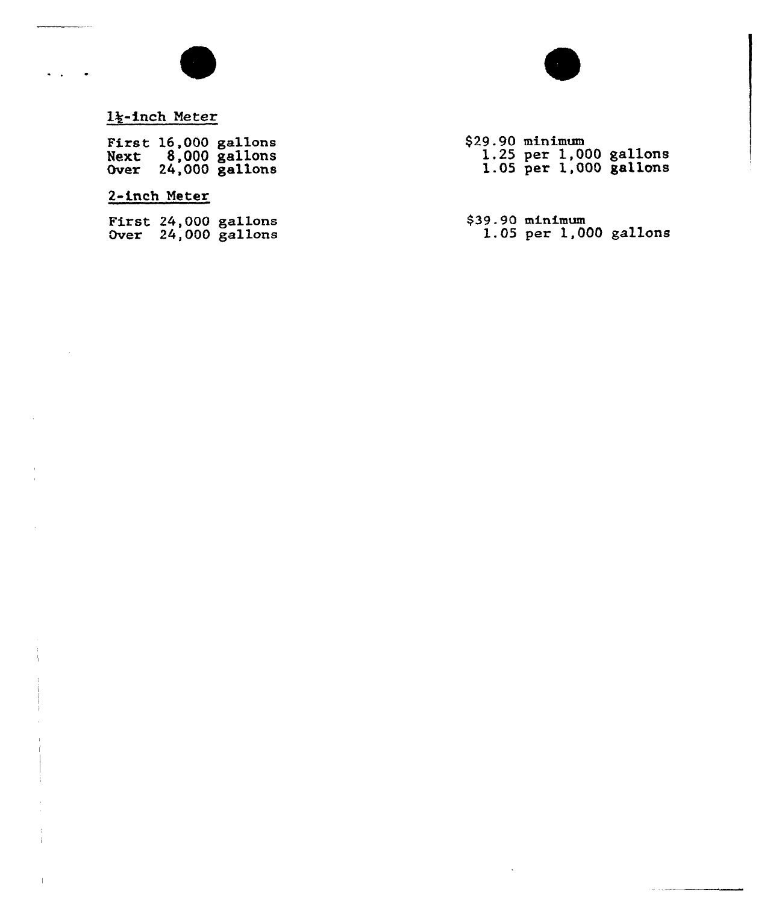1½-inch Meter

| | |
|---|---|
| First 16,000 gallons | $29.90 minimum |
| Next 8,000 gallons | 1.25 per 1,000 gallons |
| Over 24,000 gallons | 1.05 per 1,000 gallons |

2-inch Meter

| | |
|---|---|
| First 24,000 gallons | $39.90 minimum |
| Over 24,000 gallons | 1.05 per 1,000 gallons |